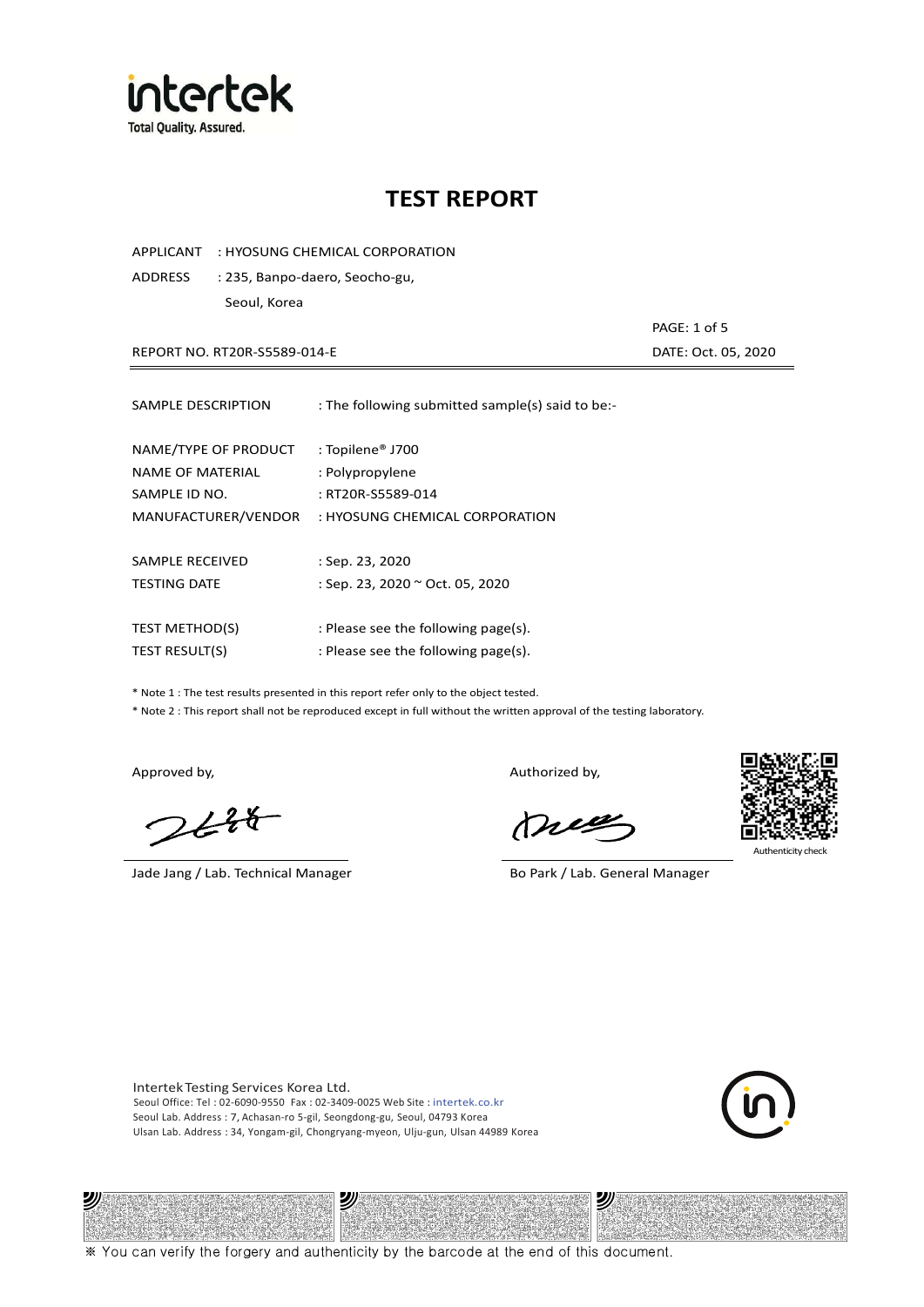intertek
Total Quality. Assured.

# TEST REPORT

APPLICANT : HYOSUNG CHEMICAL CORPORATION
ADDRESS : 235, Banpo-daero, Seocho-gu,
Seoul, Korea

PAGE: 1 of 5

REPORT NO. RT20R-S5589-014-E DATE: Oct. 05, 2020

---

| | |
|---|---|
| SAMPLE DESCRIPTION | : The following submitted sample(s) said to be:- |
| NAME/TYPE OF PRODUCT | : Topilene® J700 |
| NAME OF MATERIAL | : Polypropylene |
| SAMPLE ID NO. | : RT20R-S5589-014 |
| MANUFACTURER/VENDOR | : HYOSUNG CHEMICAL CORPORATION |
| SAMPLE RECEIVED | : Sep. 23, 2020 |
| TESTING DATE | : Sep. 23, 2020 ~ Oct. 05, 2020 |
| TEST METHOD(S) | : Please see the following page(s). |
| TEST RESULT(S) | : Please see the following page(s). |

* Note 1 : The test results presented in this report refer only to the object tested.
* Note 2 : This report shall not be reproduced except in full without the written approval of the testing laboratory.

Approved by,

Jade Jang / Lab. Technical Manager

Authorized by,

Bo Park / Lab. General Manager

Authenticity check

Intertek Testing Services Korea Ltd.
Seoul Office: Tel : 02-6090-9550 Fax : 02-3409-0025 Web Site : intertek.co.kr
Seoul Lab. Address : 7, Achasan-ro 5-gil, Seongdong-gu, Seoul, 04793 Korea
Ulsan Lab. Address : 34, Yongam-gil, Chongryang-myeon, Ulju-gun, Ulsan 44989 Korea

※ You can verify the forgery and authenticity by the barcode at the end of this document.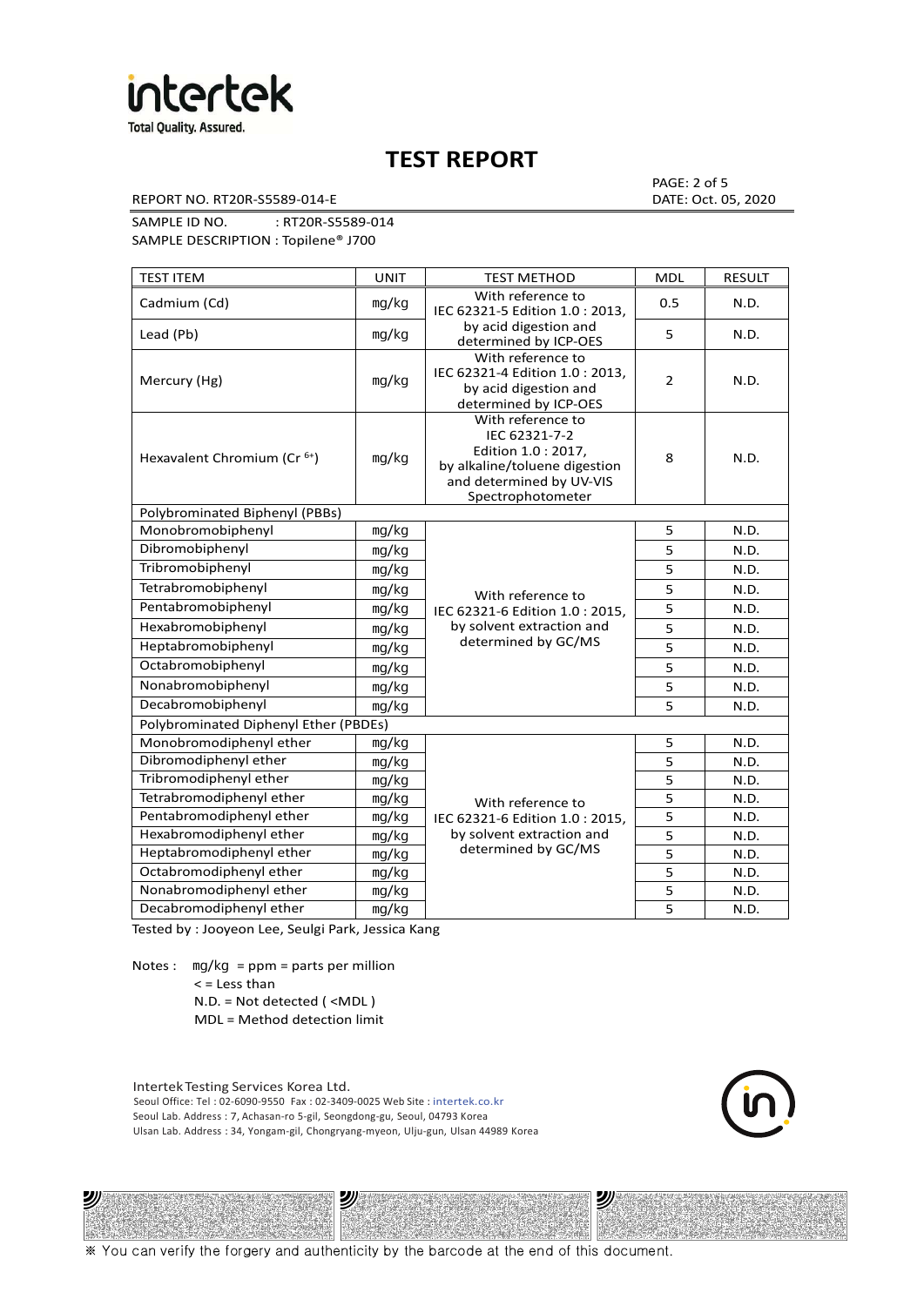# TEST REPORT

REPORT NO. RT20R-S5589-014-E

PAGE: 2 of 5
DATE: Oct. 05, 2020

SAMPLE ID NO. : RT20R-S5589-014
SAMPLE DESCRIPTION : Topilene® J700

| TEST ITEM | UNIT | TEST METHOD | MDL | RESULT |
|---|---|---|---|---|
| Cadmium (Cd) | mg/kg | With reference to IEC 62321-5 Edition 1.0 : 2013, by acid digestion and determined by ICP-OES | 0.5 | N.D. |
| Lead (Pb) | mg/kg | | 5 | N.D. |
| Mercury (Hg) | mg/kg | With reference to IEC 62321-4 Edition 1.0 : 2013, by acid digestion and determined by ICP-OES | 2 | N.D. |
| Hexavalent Chromium ($Cr^{6+}$) | mg/kg | With reference to IEC 62321-7-2 Edition 1.0 : 2017, by alkaline/toluene digestion and determined by UV-VIS Spectrophotometer | 8 | N.D. |
| Polybrominated Biphenyl (PBBs) | | | | |
| Monobromobiphenyl | mg/kg | With reference to IEC 62321-6 Edition 1.0 : 2015, by solvent extraction and determined by GC/MS | 5 | N.D. |
| Dibromobiphenyl | mg/kg | | 5 | N.D. |
| Tribromobiphenyl | mg/kg | | 5 | N.D. |
| Tetrabromobiphenyl | mg/kg | | 5 | N.D. |
| Pentabromobiphenyl | mg/kg | | 5 | N.D. |
| Hexabromobiphenyl | mg/kg | | 5 | N.D. |
| Heptabromobiphenyl | mg/kg | | 5 | N.D. |
| Octabromobiphenyl | mg/kg | | 5 | N.D. |
| Nonabromobiphenyl | mg/kg | | 5 | N.D. |
| Decabromobiphenyl | mg/kg | | 5 | N.D. |
| Polybrominated Diphenyl Ether (PBDEs) | | | | |
| Monobromodiphenyl ether | mg/kg | With reference to IEC 62321-6 Edition 1.0 : 2015, by solvent extraction and determined by GC/MS | 5 | N.D. |
| Dibromodiphenyl ether | mg/kg | | 5 | N.D. |
| Tribromodiphenyl ether | mg/kg | | 5 | N.D. |
| Tetrabromodiphenyl ether | mg/kg | | 5 | N.D. |
| Pentabromodiphenyl ether | mg/kg | | 5 | N.D. |
| Hexabromodiphenyl ether | mg/kg | | 5 | N.D. |
| Heptabromodiphenyl ether | mg/kg | | 5 | N.D. |
| Octabromodiphenyl ether | mg/kg | | 5 | N.D. |
| Nonabromodiphenyl ether | mg/kg | | 5 | N.D. |
| Decabromodiphenyl ether | mg/kg | | 5 | N.D. |

Tested by : Jooyeon Lee, Seulgi Park, Jessica Kang

Notes : mg/kg = ppm = parts per million
< = Less than
N.D. = Not detected ( <MDL )
MDL = Method detection limit

Intertek Testing Services Korea Ltd.
Seoul Office: Tel : 02-6090-9550 Fax : 02-3409-0025 Web Site : intertek.co.kr
Seoul Lab. Address : 7, Achasan-ro 5-gil, Seongdong-gu, Seoul, 04793 Korea
Ulsan Lab. Address : 34, Yongam-gil, Chongryang-myeon, Ulju-gun, Ulsan 44989 Korea

※ You can verify the forgery and authenticity by the barcode at the end of this document.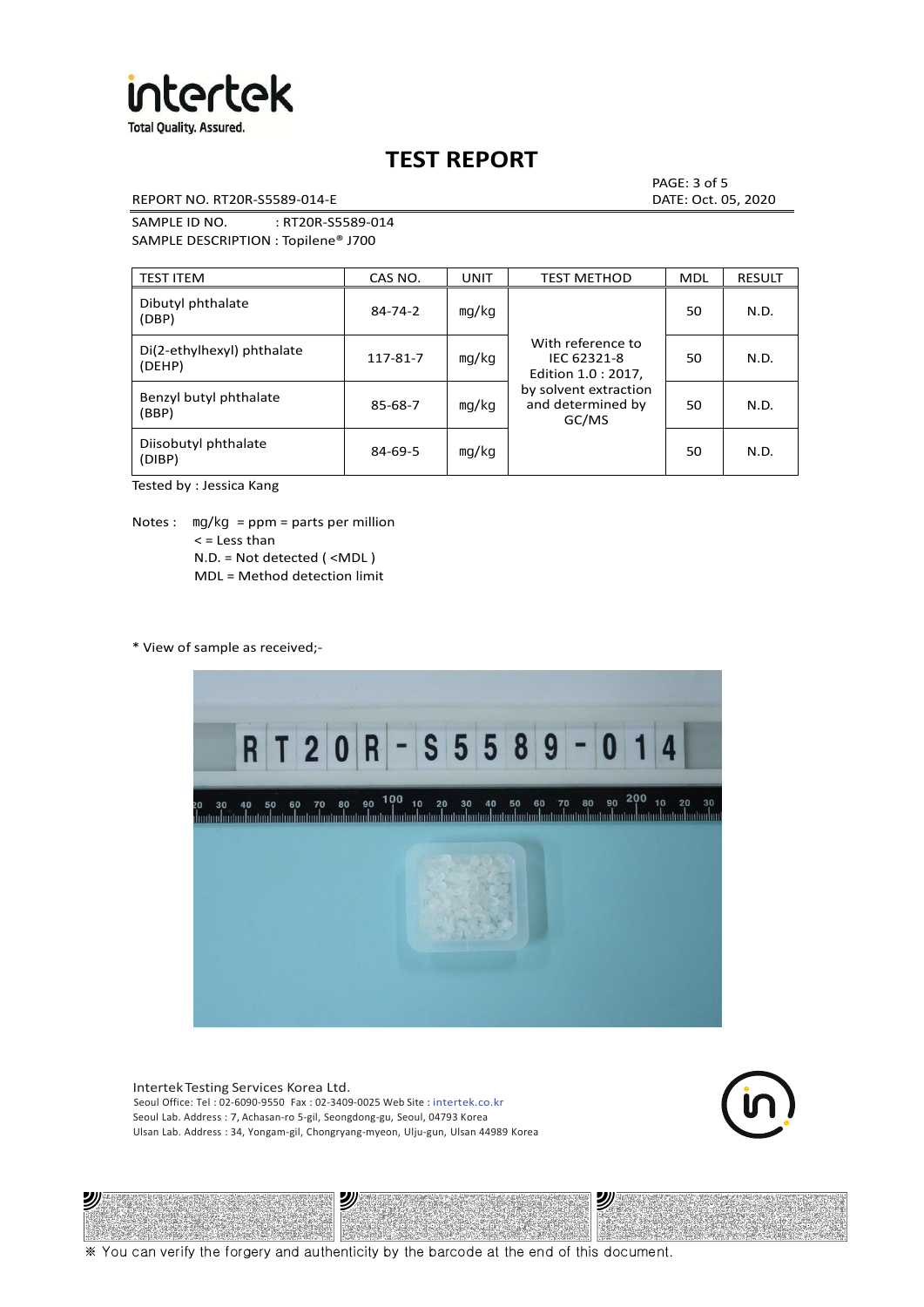# TEST REPORT

REPORT NO. RT20R-S5589-014-E

DATE: Oct. 05, 2020

SAMPLE ID NO. : RT20R-S5589-014

SAMPLE DESCRIPTION : Topilene® J700

| TEST ITEM | CAS NO. | UNIT | TEST METHOD | MDL | RESULT |
|---|---|---|---|---|---|
| Dibutyl phthalate (DBP) | 84-74-2 | mg/kg | With reference to IEC 62321-8 Edition 1.0 : 2017, by solvent extraction and determined by GC/MS | 50 | N.D. |
| Di(2-ethylhexyl) phthalate (DEHP) | 117-81-7 | mg/kg | | 50 | N.D. |
| Benzyl butyl phthalate (BBP) | 85-68-7 | mg/kg | | 50 | N.D. |
| Diisobutyl phthalate (DIBP) | 84-69-5 | mg/kg | | 50 | N.D. |

Tested by : Jessica Kang

Notes : mg/kg = ppm = parts per million
< = Less than
N.D. = Not detected ( <MDL )
MDL = Method detection limit

* View of sample as received;-

Intertek Testing Services Korea Ltd.
Seoul Office: Tel : 02-6090-9550 Fax : 02-3409-0025 Web Site : intertek.co.kr
Seoul Lab. Address : 7, Achasan-ro 5-gil, Seongdong-gu, Seoul, 04793 Korea
Ulsan Lab. Address : 34, Yongam-gil, Chongryang-myeon, Ulju-gun, Ulsan 44989 Korea

※ You can verify the forgery and authenticity by the barcode at the end of this document.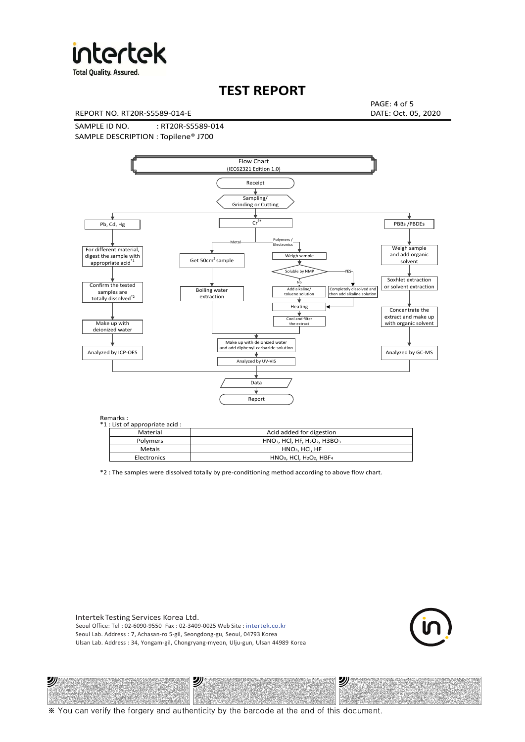# TEST REPORT

REPORT NO. RT20R-S5589-014-E

DATE: Oct. 05, 2020

SAMPLE ID NO. : RT20R-S5589-014

SAMPLE DESCRIPTION : Topilene® J700

Flow Chart
(IEC62321 Edition 1.0)

Receipt

Sampling/
Grinding or Cutting

**Pb, Cd, Hg**
- For different material, digest the sample with appropriate acid*1
- Confirm the tested samples are totally dissolved*2
- Make up with deionized water
- Analyzed by ICP-OES

**$Cr^{6+}$**
- Metal:
  - Get 50cm$^2$ sample
  - Boiling water extraction
- Polymers / Electronics:
  - Weigh sample
  - Soluble by NMP
    - No: Add alkaline/toluene solution
    - YES: Completely dissolved and then add alkaline solution
  - Heating
  - Cool and filter the extract
- Make up with deionized water and add diphenyl-carbazide solution
- Analyzed by UV-VIS

**PBBs /PBDEs**
- Weigh sample and add organic solvent
- Soxhlet extraction or solvent extraction
- Concentrate the extract and make up with organic solvent
- Analyzed by GC-MS

Data

Report

Remarks :

*1 : List of appropriate acid :

| Material | Acid added for digestion |
| --- | --- |
| Polymers | $HNO_3$, HCl, HF, $H_2O_2$, $H3BO_3$ |
| Metals | $HNO_3$, HCl, HF |
| Electronics | $HNO_3$, HCl, $H_2O_2$, $HBF_4$ |

*2 : The samples were dissolved totally by pre-conditioning method according to above flow chart.

Intertek Testing Services Korea Ltd.
Seoul Office: Tel : 02-6090-9550 Fax : 02-3409-0025 Web Site : intertek.co.kr
Seoul Lab. Address : 7, Achasan-ro 5-gil, Seongdong-gu, Seoul, 04793 Korea
Ulsan Lab. Address : 34, Yongam-gil, Chongryang-myeon, Ulju-gun, Ulsan 44989 Korea

※ You can verify the forgery and authenticity by the barcode at the end of this document.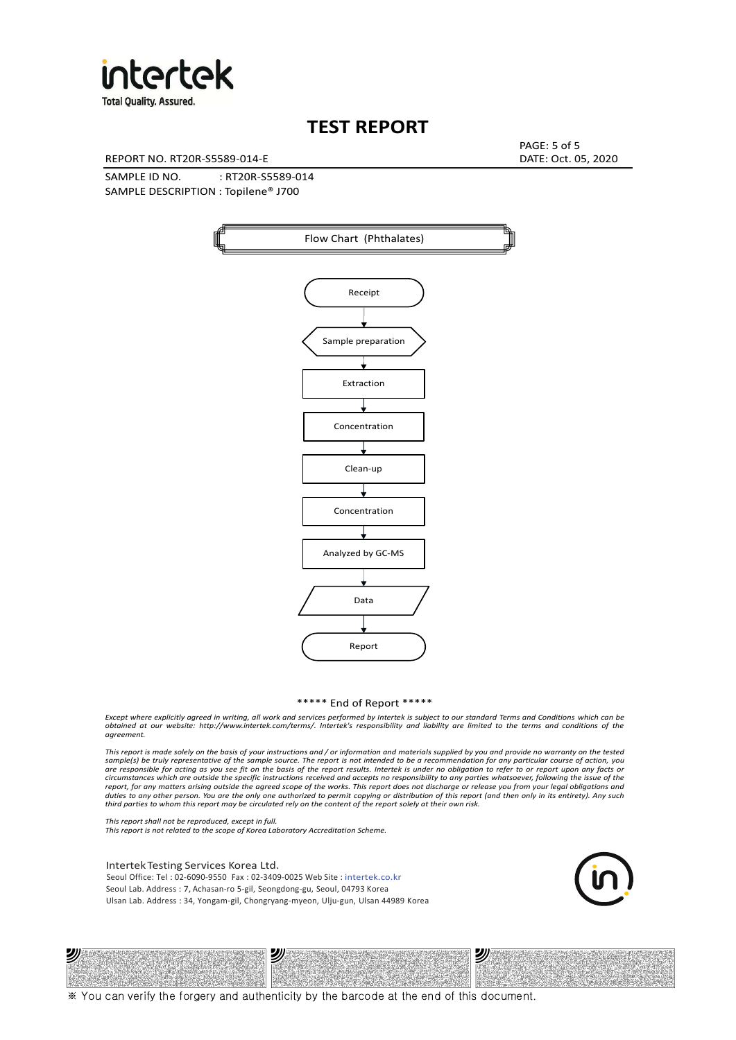# TEST REPORT

REPORT NO. RT20R-S5589-014-E

DATE: Oct. 05, 2020

SAMPLE ID NO. : RT20R-S5589-014

SAMPLE DESCRIPTION : Topilene® J700

## Flow Chart (Phthalates)

Receipt

Sample preparation

Extraction

Concentration

Clean-up

Concentration

Analyzed by GC-MS

Data

Report

***** End of Report *****

*Except where explicitly agreed in writing, all work and services performed by Intertek is subject to our standard Terms and Conditions which can be obtained at our website: http://www.intertek.com/terms/. Intertek's responsibility and liability are limited to the terms and conditions of the agreement.*

*This report is made solely on the basis of your instructions and / or information and materials supplied by you and provide no warranty on the tested sample(s) be truly representative of the sample source. The report is not intended to be a recommendation for any particular course of action, you are responsible for acting as you see fit on the basis of the report results. Intertek is under no obligation to refer to or report upon any facts or circumstances which are outside the specific instructions received and accepts no responsibility to any parties whatsoever, following the issue of the report, for any matters arising outside the agreed scope of the works. This report does not discharge or release you from your legal obligations and duties to any other person. You are the only one authorized to permit copying or distribution of this report (and then only in its entirety). Any such third parties to whom this report may be circulated rely on the content of the report solely at their own risk.*

*This report shall not be reproduced, except in full.*
*This report is not related to the scope of Korea Laboratory Accreditation Scheme.*

Intertek Testing Services Korea Ltd.
Seoul Office: Tel : 02-6090-9550 Fax : 02-3409-0025 Web Site : intertek.co.kr
Seoul Lab. Address : 7, Achasan-ro 5-gil, Seongdong-gu, Seoul, 04793 Korea
Ulsan Lab. Address : 34, Yongam-gil, Chongryang-myeon, Ulju-gun, Ulsan 44989 Korea

※ You can verify the forgery and authenticity by the barcode at the end of this document.